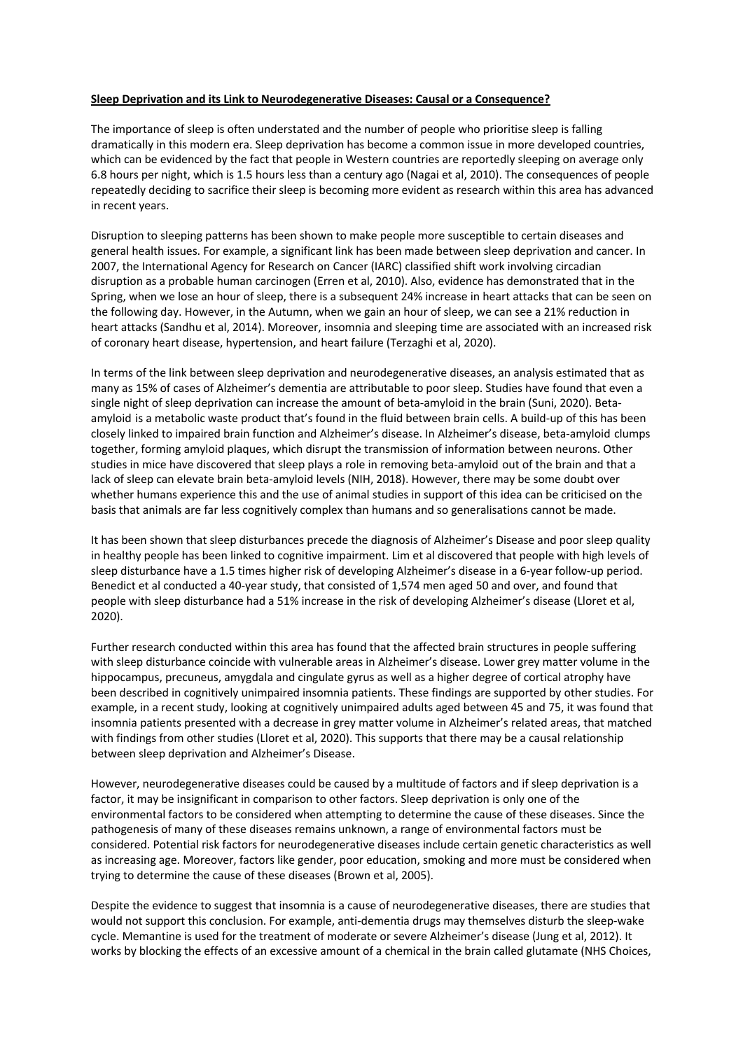**Sleep Deprivation and its Link to Neurodegenerative Diseases: Causal or a Consequence?**

The importance of sleep is often understated and the number of people who prioritise sleep is falling dramatically in this modern era. Sleep deprivation has become a common issue in more developed countries, which can be evidenced by the fact that people in Western countries are reportedly sleeping on average only 6.8 hours per night, which is 1.5 hours less than a century ago (Nagai et al, 2010). The consequences of people repeatedly deciding to sacrifice their sleep is becoming more evident as research within this area has advanced in recent years.

Disruption to sleeping patterns has been shown to make people more susceptible to certain diseases and general health issues. For example, a significant link has been made between sleep deprivation and cancer. In 2007, the International Agency for Research on Cancer (IARC) classified shift work involving circadian disruption as a probable human carcinogen (Erren et al, 2010). Also, evidence has demonstrated that in the Spring, when we lose an hour of sleep, there is a subsequent 24% increase in heart attacks that can be seen on the following day. However, in the Autumn, when we gain an hour of sleep, we can see a 21% reduction in heart attacks (Sandhu et al, 2014). Moreover, insomnia and sleeping time are associated with an increased risk of coronary heart disease, hypertension, and heart failure (Terzaghi et al, 2020).

In terms of the link between sleep deprivation and neurodegenerative diseases, an analysis estimated that as many as 15% of cases of Alzheimer's dementia are attributable to poor sleep. Studies have found that even a single night of sleep deprivation can increase the amount of beta-amyloid in the brain (Suni, 2020). Beta-amyloid is a metabolic waste product that's found in the fluid between brain cells. A build-up of this has been closely linked to impaired brain function and Alzheimer's disease. In Alzheimer's disease, beta-amyloid clumps together, forming amyloid plaques, which disrupt the transmission of information between neurons. Other studies in mice have discovered that sleep plays a role in removing beta-amyloid out of the brain and that a lack of sleep can elevate brain beta-amyloid levels (NIH, 2018). However, there may be some doubt over whether humans experience this and the use of animal studies in support of this idea can be criticised on the basis that animals are far less cognitively complex than humans and so generalisations cannot be made.

It has been shown that sleep disturbances precede the diagnosis of Alzheimer's Disease and poor sleep quality in healthy people has been linked to cognitive impairment. Lim et al discovered that people with high levels of sleep disturbance have a 1.5 times higher risk of developing Alzheimer's disease in a 6-year follow-up period. Benedict et al conducted a 40-year study, that consisted of 1,574 men aged 50 and over, and found that people with sleep disturbance had a 51% increase in the risk of developing Alzheimer's disease (Lloret et al, 2020).

Further research conducted within this area has found that the affected brain structures in people suffering with sleep disturbance coincide with vulnerable areas in Alzheimer's disease. Lower grey matter volume in the hippocampus, precuneus, amygdala and cingulate gyrus as well as a higher degree of cortical atrophy have been described in cognitively unimpaired insomnia patients. These findings are supported by other studies. For example, in a recent study, looking at cognitively unimpaired adults aged between 45 and 75, it was found that insomnia patients presented with a decrease in grey matter volume in Alzheimer's related areas, that matched with findings from other studies (Lloret et al, 2020). This supports that there may be a causal relationship between sleep deprivation and Alzheimer's Disease.

However, neurodegenerative diseases could be caused by a multitude of factors and if sleep deprivation is a factor, it may be insignificant in comparison to other factors. Sleep deprivation is only one of the environmental factors to be considered when attempting to determine the cause of these diseases. Since the pathogenesis of many of these diseases remains unknown, a range of environmental factors must be considered. Potential risk factors for neurodegenerative diseases include certain genetic characteristics as well as increasing age. Moreover, factors like gender, poor education, smoking and more must be considered when trying to determine the cause of these diseases (Brown et al, 2005).

Despite the evidence to suggest that insomnia is a cause of neurodegenerative diseases, there are studies that would not support this conclusion. For example, anti-dementia drugs may themselves disturb the sleep-wake cycle. Memantine is used for the treatment of moderate or severe Alzheimer's disease (Jung et al, 2012). It works by blocking the effects of an excessive amount of a chemical in the brain called glutamate (NHS Choices,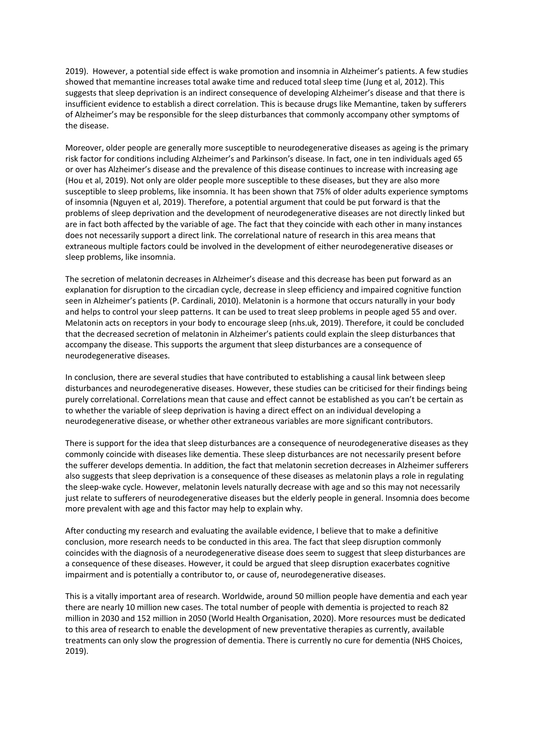2019). However, a potential side effect is wake promotion and insomnia in Alzheimer's patients. A few studies showed that memantine increases total awake time and reduced total sleep time (Jung et al, 2012). This suggests that sleep deprivation is an indirect consequence of developing Alzheimer's disease and that there is insufficient evidence to establish a direct correlation. This is because drugs like Memantine, taken by sufferers of Alzheimer's may be responsible for the sleep disturbances that commonly accompany other symptoms of the disease.

Moreover, older people are generally more susceptible to neurodegenerative diseases as ageing is the primary risk factor for conditions including Alzheimer's and Parkinson's disease. In fact, one in ten individuals aged 65 or over has Alzheimer's disease and the prevalence of this disease continues to increase with increasing age (Hou et al, 2019). Not only are older people more susceptible to these diseases, but they are also more susceptible to sleep problems, like insomnia. It has been shown that 75% of older adults experience symptoms of insomnia (Nguyen et al, 2019). Therefore, a potential argument that could be put forward is that the problems of sleep deprivation and the development of neurodegenerative diseases are not directly linked but are in fact both affected by the variable of age. The fact that they coincide with each other in many instances does not necessarily support a direct link. The correlational nature of research in this area means that extraneous multiple factors could be involved in the development of either neurodegenerative diseases or sleep problems, like insomnia.

The secretion of melatonin decreases in Alzheimer's disease and this decrease has been put forward as an explanation for disruption to the circadian cycle, decrease in sleep efficiency and impaired cognitive function seen in Alzheimer's patients (P. Cardinali, 2010). Melatonin is a hormone that occurs naturally in your body and helps to control your sleep patterns. It can be used to treat sleep problems in people aged 55 and over. Melatonin acts on receptors in your body to encourage sleep (nhs.uk, 2019). Therefore, it could be concluded that the decreased secretion of melatonin in Alzheimer's patients could explain the sleep disturbances that accompany the disease. This supports the argument that sleep disturbances are a consequence of neurodegenerative diseases.

In conclusion, there are several studies that have contributed to establishing a causal link between sleep disturbances and neurodegenerative diseases. However, these studies can be criticised for their findings being purely correlational. Correlations mean that cause and effect cannot be established as you can't be certain as to whether the variable of sleep deprivation is having a direct effect on an individual developing a neurodegenerative disease, or whether other extraneous variables are more significant contributors.

There is support for the idea that sleep disturbances are a consequence of neurodegenerative diseases as they commonly coincide with diseases like dementia. These sleep disturbances are not necessarily present before the sufferer develops dementia. In addition, the fact that melatonin secretion decreases in Alzheimer sufferers also suggests that sleep deprivation is a consequence of these diseases as melatonin plays a role in regulating the sleep-wake cycle. However, melatonin levels naturally decrease with age and so this may not necessarily just relate to sufferers of neurodegenerative diseases but the elderly people in general. Insomnia does become more prevalent with age and this factor may help to explain why.

After conducting my research and evaluating the available evidence, I believe that to make a definitive conclusion, more research needs to be conducted in this area. The fact that sleep disruption commonly coincides with the diagnosis of a neurodegenerative disease does seem to suggest that sleep disturbances are a consequence of these diseases. However, it could be argued that sleep disruption exacerbates cognitive impairment and is potentially a contributor to, or cause of, neurodegenerative diseases.

This is a vitally important area of research. Worldwide, around 50 million people have dementia and each year there are nearly 10 million new cases. The total number of people with dementia is projected to reach 82 million in 2030 and 152 million in 2050 (World Health Organisation, 2020). More resources must be dedicated to this area of research to enable the development of new preventative therapies as currently, available treatments can only slow the progression of dementia. There is currently no cure for dementia (NHS Choices, 2019).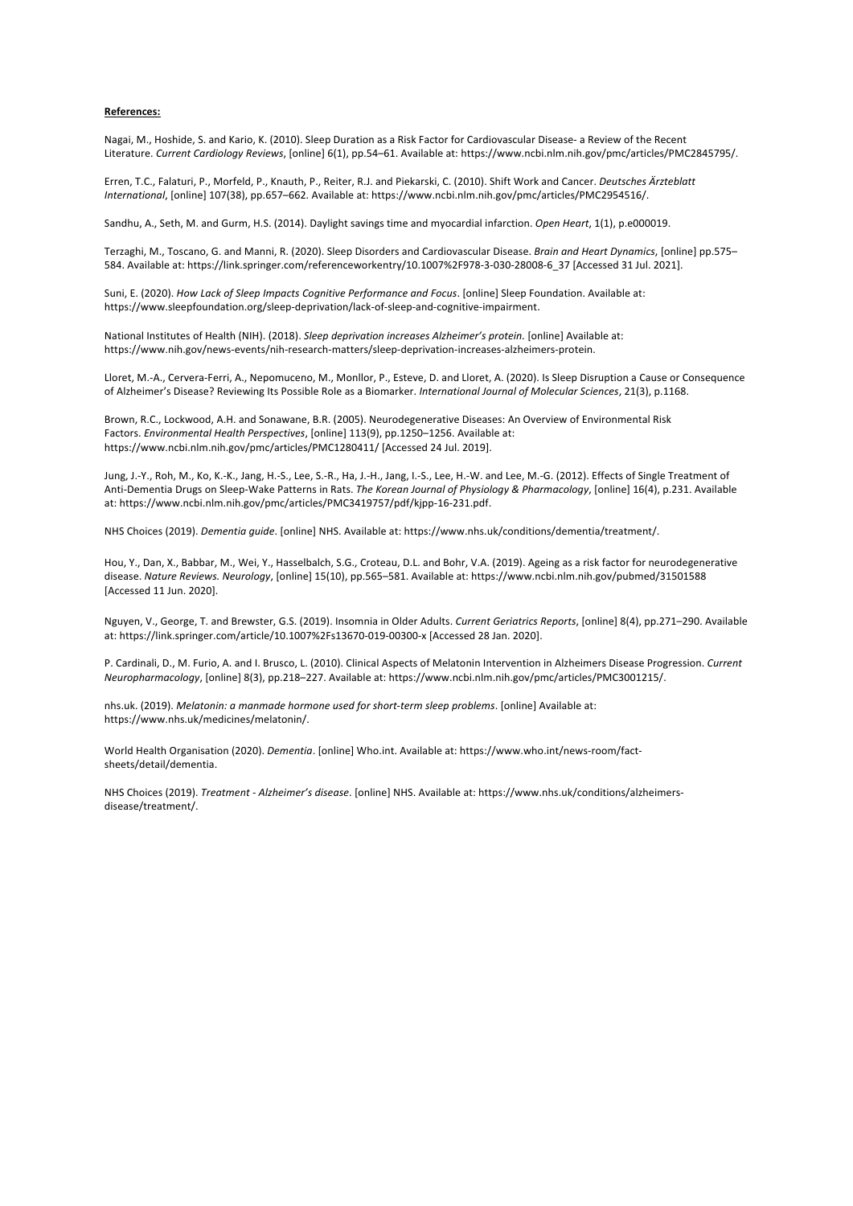**References:**

Nagai, M., Hoshide, S. and Kario, K. (2010). Sleep Duration as a Risk Factor for Cardiovascular Disease- a Review of the Recent Literature. *Current Cardiology Reviews*, [online] 6(1), pp.54–61. Available at: https://www.ncbi.nlm.nih.gov/pmc/articles/PMC2845795/.

Erren, T.C., Falaturi, P., Morfeld, P., Knauth, P., Reiter, R.J. and Piekarski, C. (2010). Shift Work and Cancer. *Deutsches Ärzteblatt International*, [online] 107(38), pp.657–662. Available at: https://www.ncbi.nlm.nih.gov/pmc/articles/PMC2954516/.

Sandhu, A., Seth, M. and Gurm, H.S. (2014). Daylight savings time and myocardial infarction. *Open Heart*, 1(1), p.e000019.

Terzaghi, M., Toscano, G. and Manni, R. (2020). Sleep Disorders and Cardiovascular Disease. *Brain and Heart Dynamics*, [online] pp.575–584. Available at: https://link.springer.com/referenceworkentry/10.1007%2F978-3-030-28008-6_37 [Accessed 31 Jul. 2021].

Suni, E. (2020). *How Lack of Sleep Impacts Cognitive Performance and Focus*. [online] Sleep Foundation. Available at: https://www.sleepfoundation.org/sleep-deprivation/lack-of-sleep-and-cognitive-impairment.

National Institutes of Health (NIH). (2018). *Sleep deprivation increases Alzheimer's protein.* [online] Available at: https://www.nih.gov/news-events/nih-research-matters/sleep-deprivation-increases-alzheimers-protein.

Lloret, M.-A., Cervera-Ferri, A., Nepomuceno, M., Monllor, P., Esteve, D. and Lloret, A. (2020). Is Sleep Disruption a Cause or Consequence of Alzheimer's Disease? Reviewing Its Possible Role as a Biomarker. *International Journal of Molecular Sciences*, 21(3), p.1168.

Brown, R.C., Lockwood, A.H. and Sonawane, B.R. (2005). Neurodegenerative Diseases: An Overview of Environmental Risk Factors. *Environmental Health Perspectives*, [online] 113(9), pp.1250–1256. Available at: https://www.ncbi.nlm.nih.gov/pmc/articles/PMC1280411/ [Accessed 24 Jul. 2019].

Jung, J.-Y., Roh, M., Ko, K.-K., Jang, H.-S., Lee, S.-R., Ha, J.-H., Jang, I.-S., Lee, H.-W. and Lee, M.-G. (2012). Effects of Single Treatment of Anti-Dementia Drugs on Sleep-Wake Patterns in Rats. *The Korean Journal of Physiology & Pharmacology*, [online] 16(4), p.231. Available at: https://www.ncbi.nlm.nih.gov/pmc/articles/PMC3419757/pdf/kjpp-16-231.pdf.

NHS Choices (2019). *Dementia guide*. [online] NHS. Available at: https://www.nhs.uk/conditions/dementia/treatment/.

Hou, Y., Dan, X., Babbar, M., Wei, Y., Hasselbalch, S.G., Croteau, D.L. and Bohr, V.A. (2019). Ageing as a risk factor for neurodegenerative disease. *Nature Reviews. Neurology*, [online] 15(10), pp.565–581. Available at: https://www.ncbi.nlm.nih.gov/pubmed/31501588 [Accessed 11 Jun. 2020].

Nguyen, V., George, T. and Brewster, G.S. (2019). Insomnia in Older Adults. *Current Geriatrics Reports*, [online] 8(4), pp.271–290. Available at: https://link.springer.com/article/10.1007%2Fs13670-019-00300-x [Accessed 28 Jan. 2020].

P. Cardinali, D., M. Furio, A. and I. Brusco, L. (2010). Clinical Aspects of Melatonin Intervention in Alzheimers Disease Progression. *Current Neuropharmacology*, [online] 8(3), pp.218–227. Available at: https://www.ncbi.nlm.nih.gov/pmc/articles/PMC3001215/.

nhs.uk. (2019). *Melatonin: a manmade hormone used for short-term sleep problems*. [online] Available at: https://www.nhs.uk/medicines/melatonin/.

World Health Organisation (2020). *Dementia*. [online] Who.int. Available at: https://www.who.int/news-room/fact-sheets/detail/dementia.

NHS Choices (2019). *Treatment - Alzheimer's disease.* [online] NHS. Available at: https://www.nhs.uk/conditions/alzheimers-disease/treatment/.